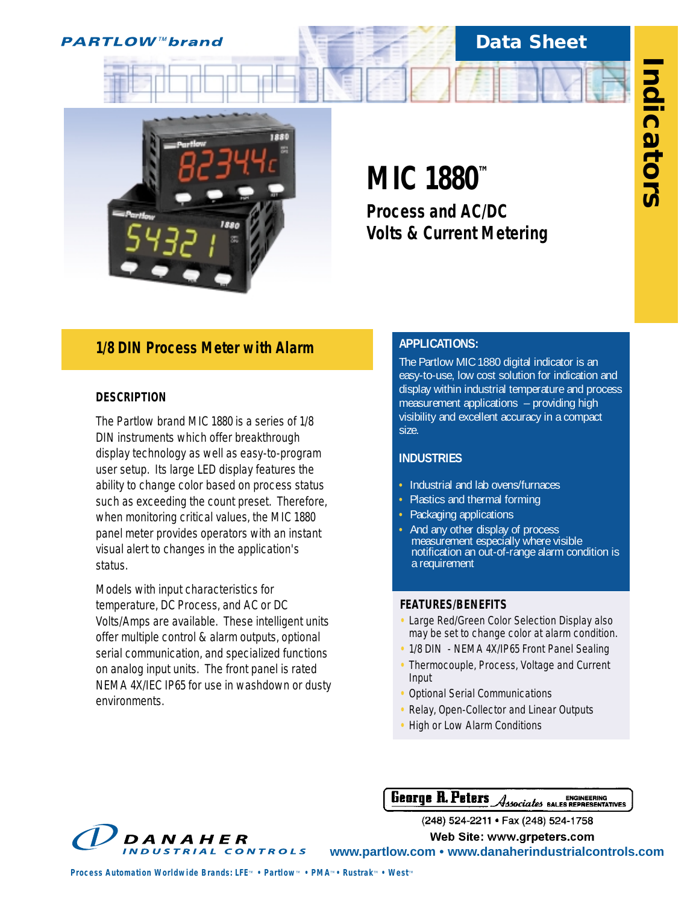**PARTLOW™ brand**

**Data Sheet**

**Indicators**

# MIC 1880™

## Process and AC/DC Volts & Current Metering

### 1/8 DIN Process Meter with Alarm

#### DESCRIPTION

The Partlow brand MIC 1880 is a series of 1/8 DIN instruments which offer breakthrough display technology as well as easy-to-program user setup. Its large LED display features the ability to change color based on process status such as exceeding the count preset. Therefore, when monitoring critical values, the MIC 1880 panel meter provides operators with an instant visual alert to changes in the application's status.

Models with input characteristics for temperature, DC Process, and AC or DC Volts/Amps are available. These intelligent units offer multiple control & alarm outputs, optional serial communication, and specialized functions on analog input units. The front panel is rated NEMA 4X/IEC IP65 for use in washdown or dusty environments.

#### APPLICATIONS:

The Partlow MIC 1880 digital indicator is an easy-to-use, low cost solution for indication and display within industrial temperature and process measurement applications – providing high visibility and excellent accuracy in a compact size.

#### INDUSTRIES

- Industrial and lab ovens/furnaces
- Plastics and thermal forming
- Packaging applications
- And any other display of process measurement especially where visible notification an out-of-range alarm condition is a requirement

#### FEATURES/BENEFITS

- Large Red/Green Color Selection Display also may be set to change color at alarm condition.
- 1/8 DIN - NEMA 4X/IP65 Front Panel Sealing
- Thermocouple, Process, Voltage and Current Input
- Optional Serial Communications
- Relay, Open-Collector and Linear Outputs
- High or Low Alarm Conditions

George R. Peters Associates ENGINEERING SALES REPRESENTATIVES

(248) 524-2211 • Fax (248) 524-1758

Web Site: www.grpeters.com

DANAHER INDUSTRIAL CONTROLS

www.partlow.com • www.danaherindustrialcontrols.com

Process Automation Worldwide Brands: LFE™ • Partlow™ • PMA™ • Rustrak™ • West™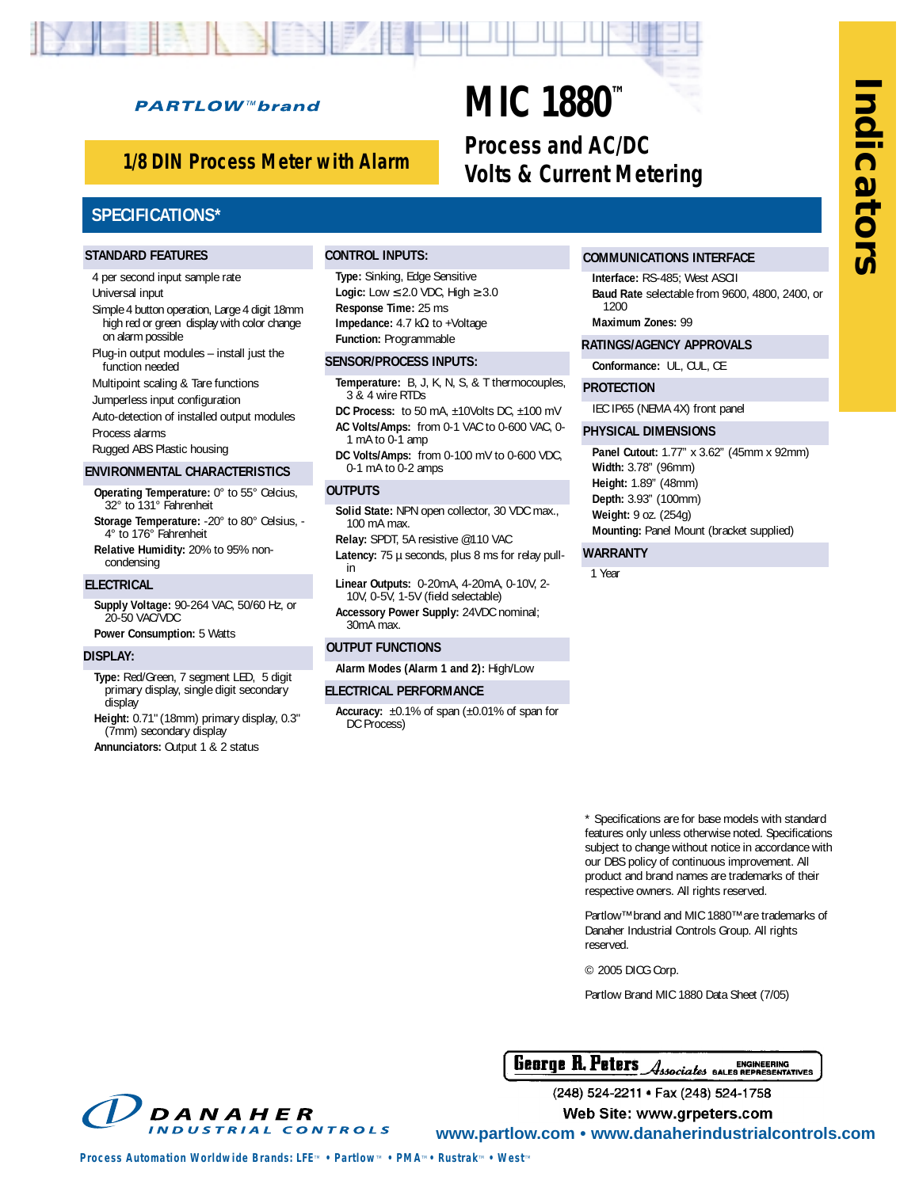PARTLOW™brand

# MIC 1880™

## Process and AC/DC Volts & Current Metering

**1/8 DIN Process Meter with Alarm**

Indicators

## SPECIFICATIONS*

### STANDARD FEATURES

- 4 per second input sample rate
- Universal input
- Simple 4 button operation, Large 4 digit 18mm high red or green display with color change on alarm possible
- Plug-in output modules – install just the function needed
- Multipoint scaling & Tare functions
- Jumperless input configuration
- Auto-detection of installed output modules
- Process alarms
- Rugged ABS Plastic housing

### ENVIRONMENTAL CHARACTERISTICS

**Operating Temperature:** 0° to 55° Celcius, 32° to 131° Fahrenheit

**Storage Temperature:** -20° to 80° Celsius, -4° to 176° Fahrenheit

**Relative Humidity:** 20% to 95% non-condensing

### ELECTRICAL

**Supply Voltage:** 90-264 VAC, 50/60 Hz, or 20-50 VAC/VDC

**Power Consumption:** 5 Watts

### DISPLAY:

**Type:** Red/Green, 7 segment LED, 5 digit primary display, single digit secondary display

**Height:** 0.71" (18mm) primary display, 0.3" (7mm) secondary display

**Annunciators:** Output 1 & 2 status

### CONTROL INPUTS:

**Type:** Sinking, Edge Sensitive

**Logic:** Low ≤ 2.0 VDC, High ≥ 3.0

**Response Time:** 25 ms

**Impedance:** 4.7 kΩ to +Voltage

**Function:** Programmable

### SENSOR/PROCESS INPUTS:

**Temperature:** B, J, K, N, S, & T thermocouples, 3 & 4 wire RTDs

**DC Process:** to 50 mA, ±10Volts DC, ±100 mV

**AC Volts/Amps:** from 0-1 VAC to 0-600 VAC, 0-1 mA to 0-1 amp

**DC Volts/Amps:** from 0-100 mV to 0-600 VDC, 0-1 mA to 0-2 amps

### OUTPUTS

**Solid State:** NPN open collector, 30 VDC max., 100 mA max.

**Relay:** SPDT, 5A resistive @110 VAC

**Latency:** 75 µ seconds, plus 8 ms for relay pull-in

**Linear Outputs:** 0-20mA, 4-20mA, 0-10V, 2-10V, 0-5V, 1-5V (field selectable)

**Accessory Power Supply:** 24VDC nominal; 30mA max.

### OUTPUT FUNCTIONS

**Alarm Modes (Alarm 1 and 2):** High/Low

### ELECTRICAL PERFORMANCE

**Accuracy:** ±0.1% of span (±0.01% of span for DC Process)

### COMMUNICATIONS INTERFACE

**Interface:** RS-485; West ASCII

**Baud Rate** selectable from 9600, 4800, 2400, or 1200

**Maximum Zones:** 99

### RATINGS/AGENCY APPROVALS

**Conformance:** UL, CUL, CE

### PROTECTION

IEC IP65 (NEMA 4X) front panel

### PHYSICAL DIMENSIONS

**Panel Cutout:** 1.77" x 3.62" (45mm x 92mm)

**Width:** 3.78" (96mm)

**Height:** 1.89" (48mm)

**Depth:** 3.93" (100mm)

**Weight:** 9 oz. (254g)

**Mounting:** Panel Mount (bracket supplied)

### WARRANTY

1 Year

\* Specifications are for base models with standard features only unless otherwise noted. Specifications subject to change without notice in accordance with our DBS policy of continuous improvement. All product and brand names are trademarks of their respective owners. All rights reserved.

Partlow™ brand and MIC 1880™ are trademarks of Danaher Industrial Controls Group. All rights reserved.

© 2005 DICG Corp.

Partlow Brand MIC 1880 Data Sheet (7/05)

George R. Peters Associates ENGINEERING SALES REPRESENTATIVES

(248) 524-2211 • Fax (248) 524-1758

Web Site: www.grpeters.com

DANAHER INDUSTRIAL CONTROLS

www.partlow.com • www.danaherindustrialcontrols.com

Process Automation Worldwide Brands: LFE™ • Partlow™ • PMA™ • Rustrak™ • West™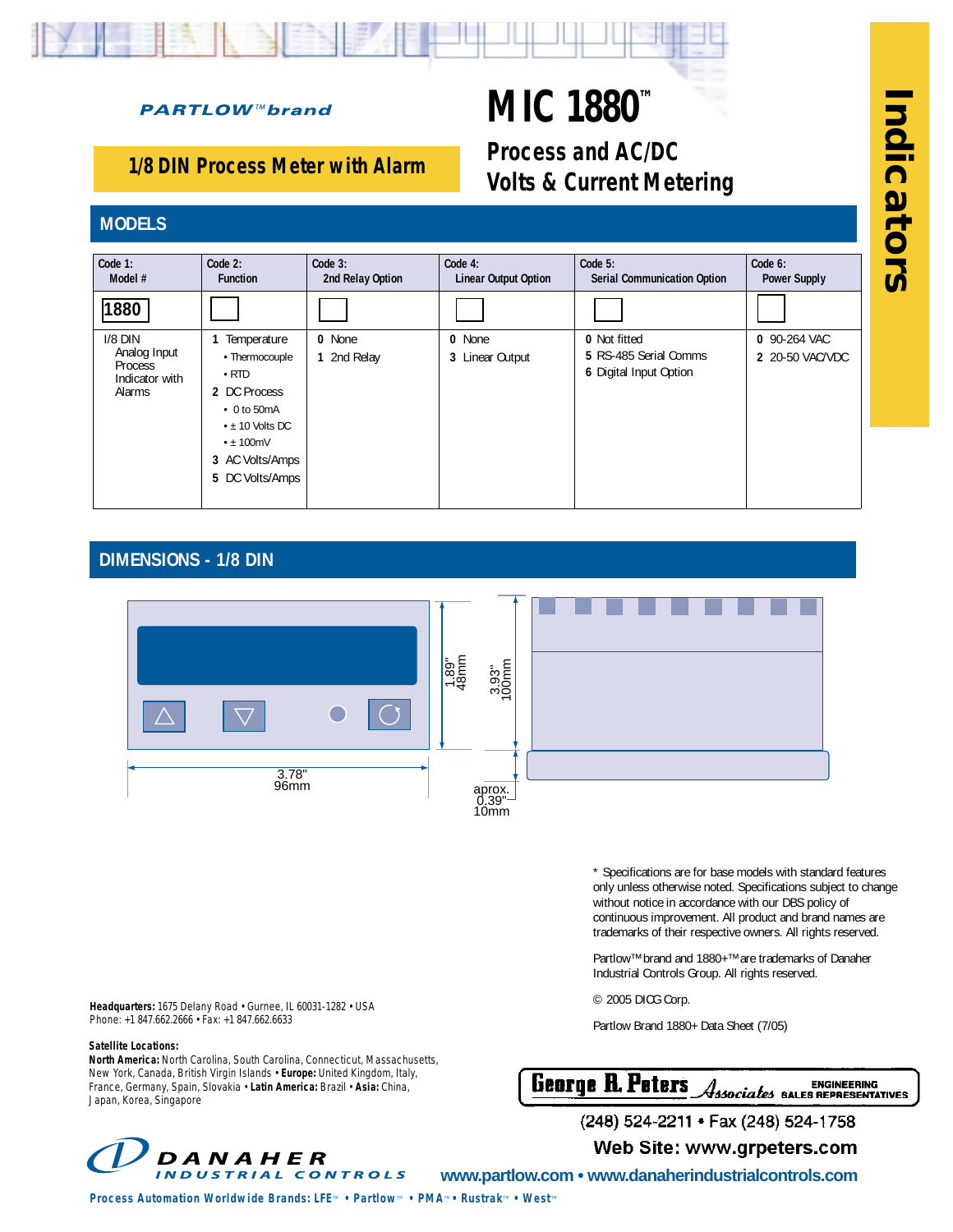PARTLOW™brand

# MIC 1880™

## Process and AC/DC Volts & Current Metering

**1/8 DIN Process Meter with Alarm**

Indicators

## MODELS

| Code 1: Model # | Code 2: Function | Code 3: 2nd Relay Option | Code 4: Linear Output Option | Code 5: Serial Communication Option | Code 6: Power Supply |
|---|---|---|---|---|---|
| 1880 | ☐ | ☐ | ☐ | ☐ | ☐ |
| I/8 DIN Analog Input Process Indicator with Alarms | **1** Temperature<br>• Thermocouple<br>• RTD<br>**2** DC Process<br>• 0 to 50mA<br>• ± 10 Volts DC<br>• ± 100mV<br>**3** AC Volts/Amps<br>**5** DC Volts/Amps | **0** None<br>**1** 2nd Relay | **0** None<br>**3** Linear Output | **0** Not fitted<br>**5** RS-485 Serial Comms<br>**6** Digital Input Option | **0** 90-264 VAC<br>**2** 20-50 VAC/VDC |

## DIMENSIONS - 1/8 DIN

3.78" 96mm

1.89" 48mm

3.93" 100mm

aprox. 0.39" 10mm

* Specifications are for base models with standard features only unless otherwise noted. Specifications subject to change without notice in accordance with our DBS policy of continuous improvement. All product and brand names are trademarks of their respective owners. All rights reserved.

Partlow™ brand and 1880+™ are trademarks of Danaher Industrial Controls Group. All rights reserved.

© 2005 DICG Corp.

Partlow Brand 1880+ Data Sheet (7/05)

**Headquarters:** 1675 Delany Road • Gurnee, IL 60031-1282 • USA
Phone: +1 847.662.2666 • Fax: +1 847.662.6633

**Satellite Locations:**
**North America:** North Carolina, South Carolina, Connecticut, Massachusetts, New York, Canada, British Virgin Islands • **Europe:** United Kingdom, Italy, France, Germany, Spain, Slovakia • **Latin America:** Brazil • **Asia:** China, Japan, Korea, Singapore

George R. Peters Associates ENGINEERING SALES REPRESENTATIVES

(248) 524-2211 • Fax (248) 524-1758

Web Site: www.grpeters.com

DANAHER INDUSTRIAL CONTROLS

www.partlow.com • www.danaherindustrialcontrols.com

**Process Automation Worldwide Brands: LFE™ • Partlow™ • PMA™ • Rustrak™ • West™**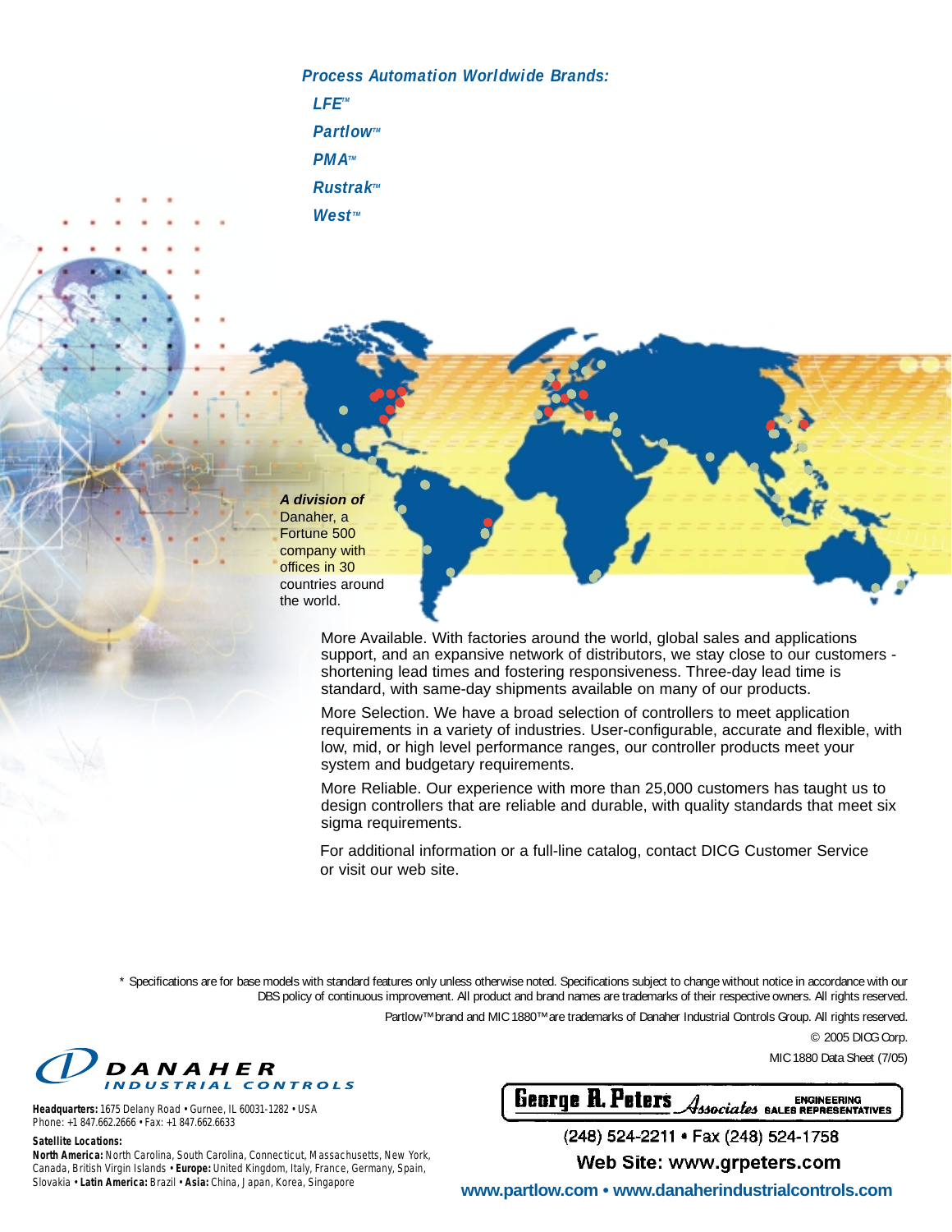***Process Automation Worldwide Brands:***

- ***LFE™***
- ***Partlow™***
- ***PMA™***
- ***Rustrak™***
- ***West™***

***A division of*** Danaher, a Fortune 500 company with offices in 30 countries around the world.

More Available. With factories around the world, global sales and applications support, and an expansive network of distributors, we stay close to our customers - shortening lead times and fostering responsiveness. Three-day lead time is standard, with same-day shipments available on many of our products.

More Selection. We have a broad selection of controllers to meet application requirements in a variety of industries. User-configurable, accurate and flexible, with low, mid, or high level performance ranges, our controller products meet your system and budgetary requirements.

More Reliable. Our experience with more than 25,000 customers has taught us to design controllers that are reliable and durable, with quality standards that meet six sigma requirements.

For additional information or a full-line catalog, contact DICG Customer Service or visit our web site.

\* Specifications are for base models with standard features only unless otherwise noted. Specifications subject to change without notice in accordance with our DBS policy of continuous improvement. All product and brand names are trademarks of their respective owners. All rights reserved.

Partlow™ brand and MIC 1880™ are trademarks of Danaher Industrial Controls Group. All rights reserved.

© 2005 DICG Corp.

MIC 1880 Data Sheet (7/05)

**DANAHER INDUSTRIAL CONTROLS**

**Headquarters:** 1675 Delany Road • Gurnee, IL 60031-1282 • USA
Phone: +1 847.662.2666 • Fax: +1 847.662.6633

**Satellite Locations:**
**North America:** North Carolina, South Carolina, Connecticut, Massachusetts, New York, Canada, British Virgin Islands • **Europe:** United Kingdom, Italy, France, Germany, Spain, Slovakia • **Latin America:** Brazil • **Asia:** China, Japan, Korea, Singapore

**George H. Peters Associates** ENGINEERING SALES REPRESENTATIVES
(248) 524-2211 • Fax (248) 524-1758
Web Site: www.grpeters.com

**www.partlow.com • www.danaherindustrialcontrols.com**